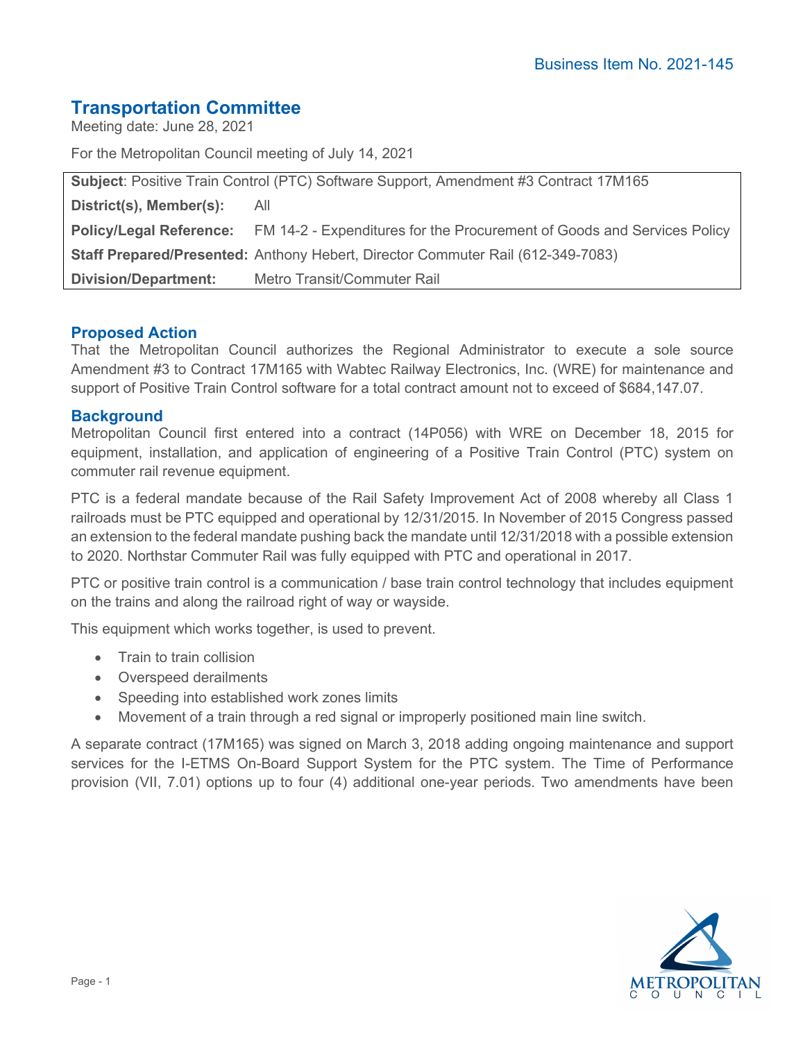Business Item No. 2021-145

# Transportation Committee

Meeting date: June 28, 2021

For the Metropolitan Council meeting of July 14, 2021

| **Subject**: Positive Train Control (PTC) Software Support, Amendment #3 Contract 17M165 | |
|---|---|
| **District(s), Member(s):** | All |
| **Policy/Legal Reference:** | FM 14-2 - Expenditures for the Procurement of Goods and Services Policy |
| **Staff Prepared/Presented:** | Anthony Hebert, Director Commuter Rail (612-349-7083) |
| **Division/Department:** | Metro Transit/Commuter Rail |

## Proposed Action

That the Metropolitan Council authorizes the Regional Administrator to execute a sole source Amendment #3 to Contract 17M165 with Wabtec Railway Electronics, Inc. (WRE) for maintenance and support of Positive Train Control software for a total contract amount not to exceed of $684,147.07.

## Background

Metropolitan Council first entered into a contract (14P056) with WRE on December 18, 2015 for equipment, installation, and application of engineering of a Positive Train Control (PTC) system on commuter rail revenue equipment.

PTC is a federal mandate because of the Rail Safety Improvement Act of 2008 whereby all Class 1 railroads must be PTC equipped and operational by 12/31/2015. In November of 2015 Congress passed an extension to the federal mandate pushing back the mandate until 12/31/2018 with a possible extension to 2020. Northstar Commuter Rail was fully equipped with PTC and operational in 2017.

PTC or positive train control is a communication / base train control technology that includes equipment on the trains and along the railroad right of way or wayside.

This equipment which works together, is used to prevent.

- Train to train collision
- Overspeed derailments
- Speeding into established work zones limits
- Movement of a train through a red signal or improperly positioned main line switch.

A separate contract (17M165) was signed on March 3, 2018 adding ongoing maintenance and support services for the I-ETMS On-Board Support System for the PTC system. The Time of Performance provision (VII, 7.01) options up to four (4) additional one-year periods. Two amendments have been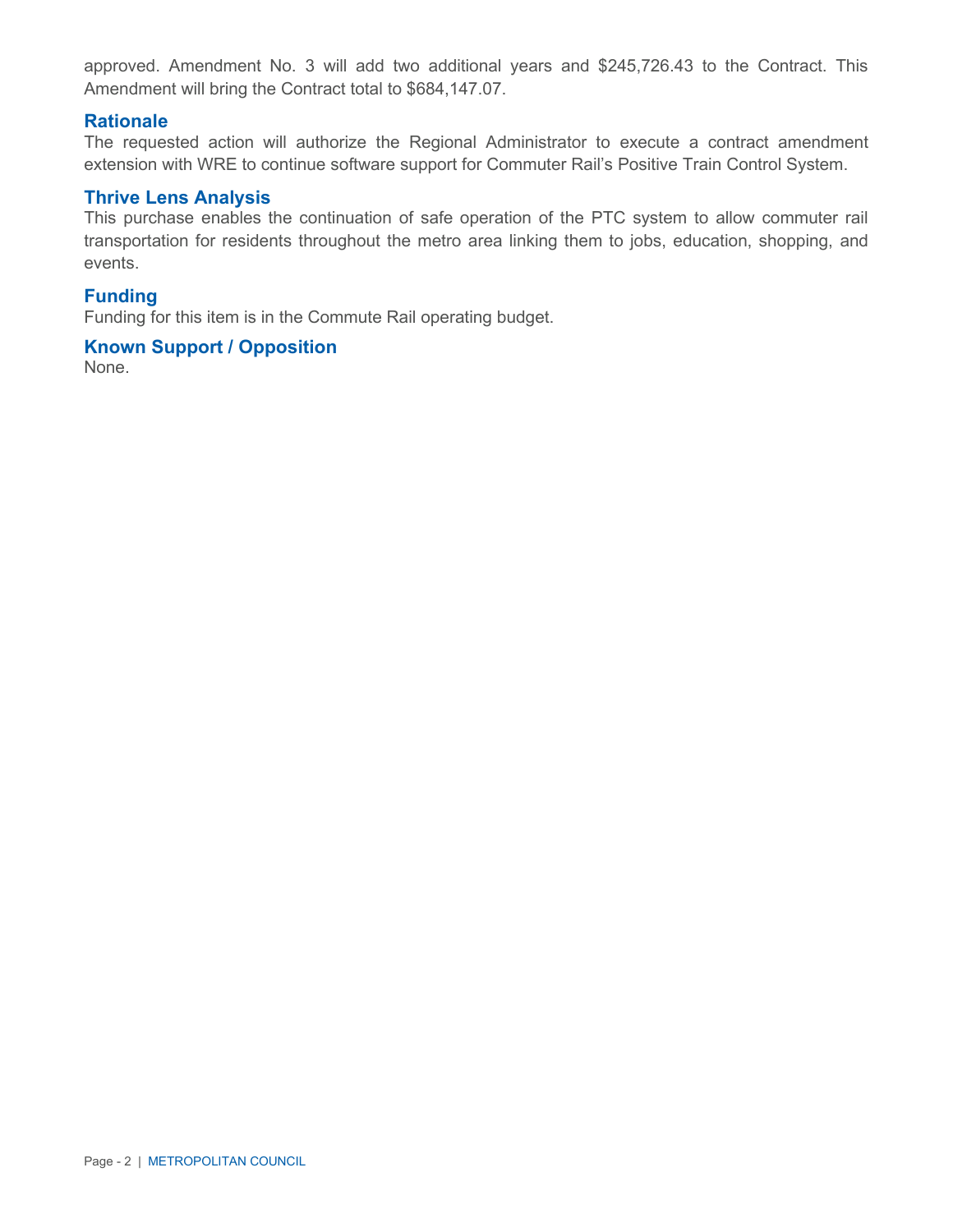approved. Amendment No. 3 will add two additional years and $245,726.43 to the Contract. This Amendment will bring the Contract total to $684,147.07.

## Rationale

The requested action will authorize the Regional Administrator to execute a contract amendment extension with WRE to continue software support for Commuter Rail's Positive Train Control System.

## Thrive Lens Analysis

This purchase enables the continuation of safe operation of the PTC system to allow commuter rail transportation for residents throughout the metro area linking them to jobs, education, shopping, and events.

## Funding

Funding for this item is in the Commute Rail operating budget.

## Known Support / Opposition

None.